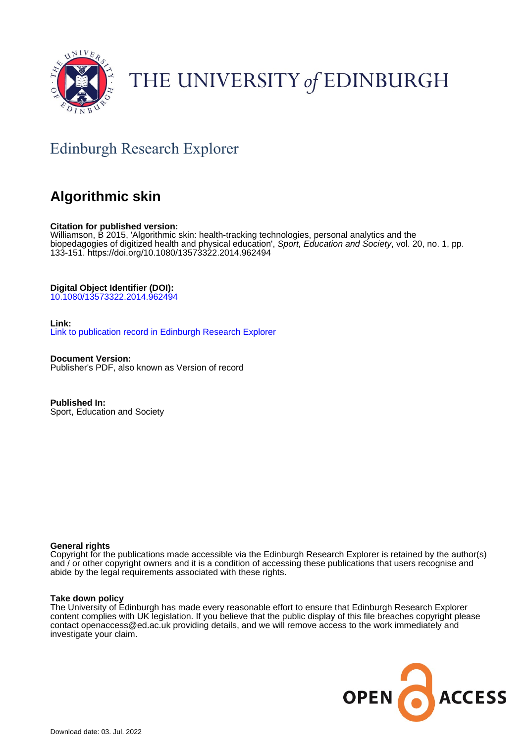THE UNIVERSITY *of* EDINBURGH

Edinburgh Research Explorer

# Algorithmic skin

**Citation for published version:**
Williamson, B 2015, 'Algorithmic skin: health-tracking technologies, personal analytics and the biopedagogies of digitized health and physical education', *Sport, Education and Society*, vol. 20, no. 1, pp. 133-151. https://doi.org/10.1080/13573322.2014.962494

**Digital Object Identifier (DOI):**
10.1080/13573322.2014.962494

**Link:**
Link to publication record in Edinburgh Research Explorer

**Document Version:**
Publisher's PDF, also known as Version of record

**Published In:**
Sport, Education and Society

**General rights**
Copyright for the publications made accessible via the Edinburgh Research Explorer is retained by the author(s) and / or other copyright owners and it is a condition of accessing these publications that users recognise and abide by the legal requirements associated with these rights.

**Take down policy**
The University of Edinburgh has made every reasonable effort to ensure that Edinburgh Research Explorer content complies with UK legislation. If you believe that the public display of this file breaches copyright please contact openaccess@ed.ac.uk providing details, and we will remove access to the work immediately and investigate your claim.

OPEN ACCESS

Download date: 03. Jul. 2022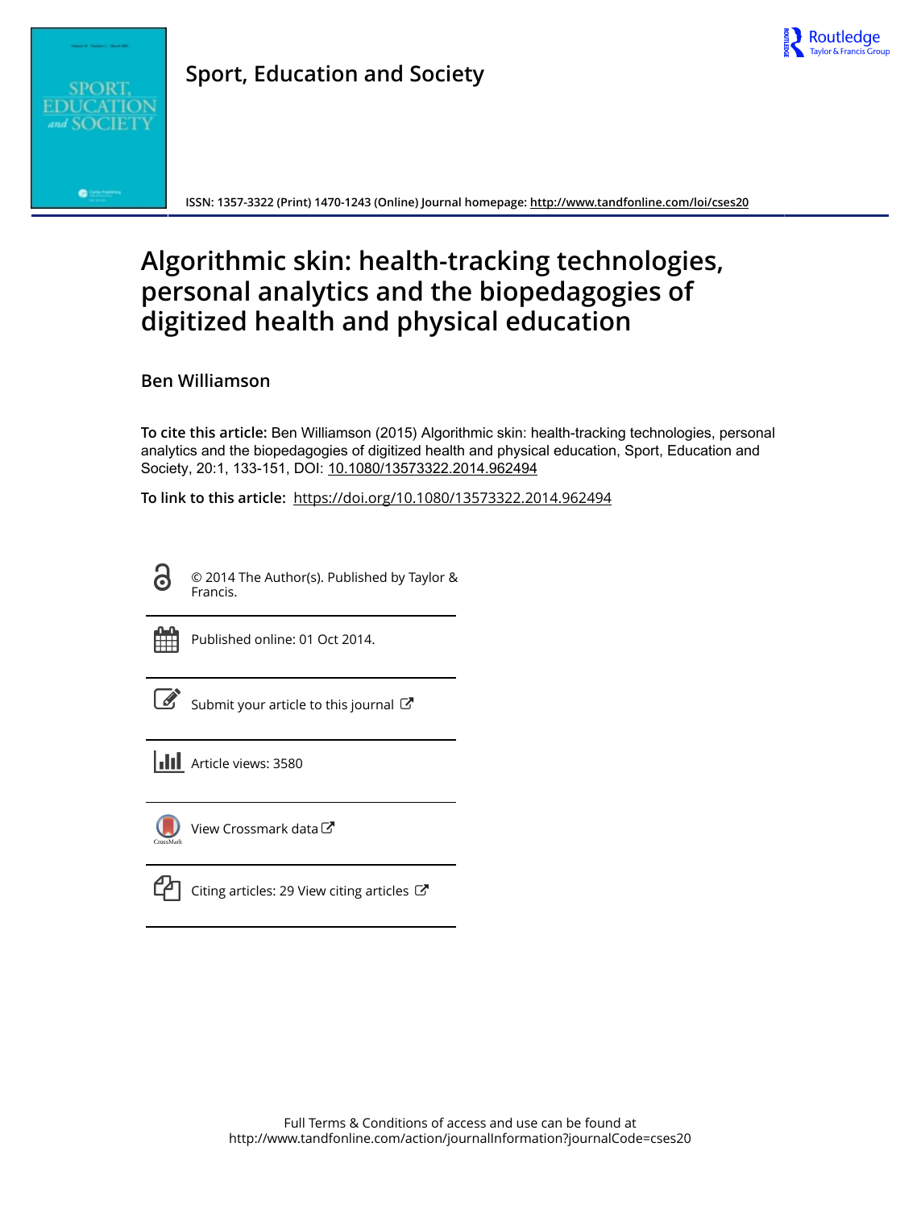# Algorithmic skin: health-tracking technologies, personal analytics and the biopedagogies of digitized health and physical education

**Ben Williamson**

**To cite this article:** Ben Williamson (2015) Algorithmic skin: health-tracking technologies, personal analytics and the biopedagogies of digitized health and physical education, Sport, Education and Society, 20:1, 133-151, DOI: 10.1080/13573322.2014.962494

**To link to this article:** https://doi.org/10.1080/13573322.2014.962494

© 2014 The Author(s). Published by Taylor & Francis.

Published online: 01 Oct 2014.

Submit your article to this journal

Article views: 3580

View Crossmark data

Citing articles: 29 View citing articles

Full Terms & Conditions of access and use can be found at
http://www.tandfonline.com/action/journalInformation?journalCode=cses20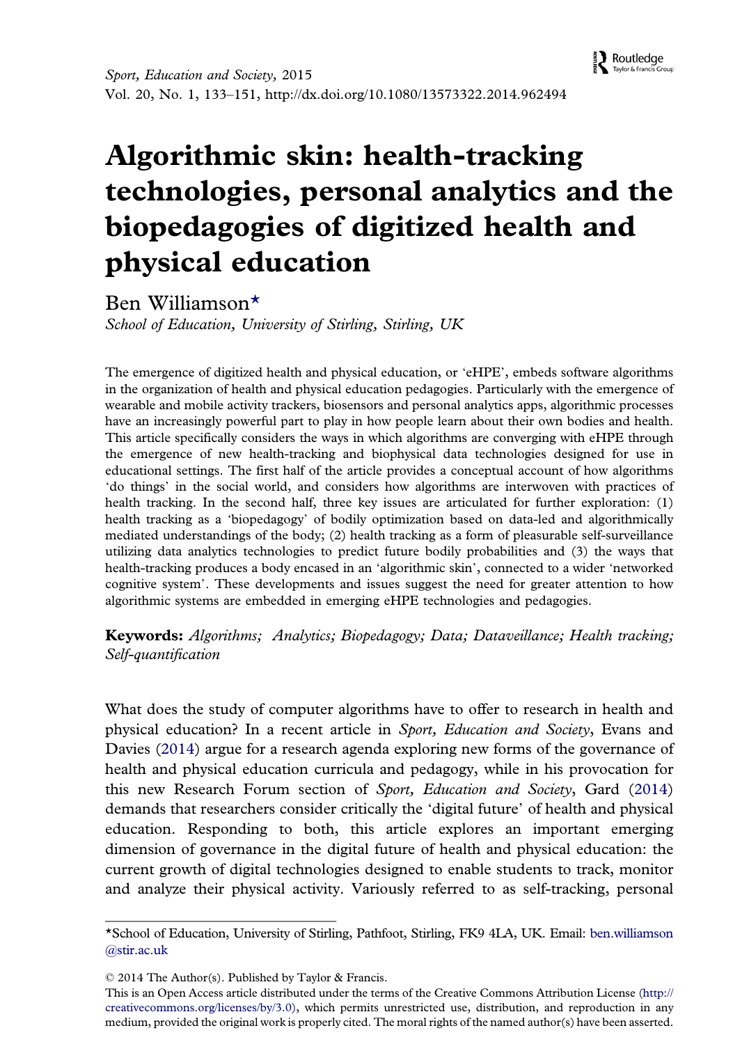Sport, Education and Society, 2015
Vol. 20, No. 1, 133–151, http://dx.doi.org/10.1080/13573322.2014.962494

# Algorithmic skin: health-tracking technologies, personal analytics and the biopedagogies of digitized health and physical education

Ben Williamson*

*School of Education, University of Stirling, Stirling, UK*

The emergence of digitized health and physical education, or 'eHPE', embeds software algorithms in the organization of health and physical education pedagogies. Particularly with the emergence of wearable and mobile activity trackers, biosensors and personal analytics apps, algorithmic processes have an increasingly powerful part to play in how people learn about their own bodies and health. This article specifically considers the ways in which algorithms are converging with eHPE through the emergence of new health-tracking and biophysical data technologies designed for use in educational settings. The first half of the article provides a conceptual account of how algorithms 'do things' in the social world, and considers how algorithms are interwoven with practices of health tracking. In the second half, three key issues are articulated for further exploration: (1) health tracking as a 'biopedagogy' of bodily optimization based on data-led and algorithmically mediated understandings of the body; (2) health tracking as a form of pleasurable self-surveillance utilizing data analytics technologies to predict future bodily probabilities and (3) the ways that health-tracking produces a body encased in an 'algorithmic skin', connected to a wider 'networked cognitive system'. These developments and issues suggest the need for greater attention to how algorithmic systems are embedded in emerging eHPE technologies and pedagogies.

**Keywords:** *Algorithms; Analytics; Biopedagogy; Data; Dataveillance; Health tracking; Self-quantification*

What does the study of computer algorithms have to offer to research in health and physical education? In a recent article in *Sport, Education and Society*, Evans and Davies (2014) argue for a research agenda exploring new forms of the governance of health and physical education curricula and pedagogy, while in his provocation for this new Research Forum section of *Sport, Education and Society*, Gard (2014) demands that researchers consider critically the 'digital future' of health and physical education. Responding to both, this article explores an important emerging dimension of governance in the digital future of health and physical education: the current growth of digital technologies designed to enable students to track, monitor and analyze their physical activity. Variously referred to as self-tracking, personal

---

*School of Education, University of Stirling, Pathfoot, Stirling, FK9 4LA, UK. Email: ben.williamson@stir.ac.uk

© 2014 The Author(s). Published by Taylor & Francis.
This is an Open Access article distributed under the terms of the Creative Commons Attribution License (http://creativecommons.org/licenses/by/3.0), which permits unrestricted use, distribution, and reproduction in any medium, provided the original work is properly cited. The moral rights of the named author(s) have been asserted.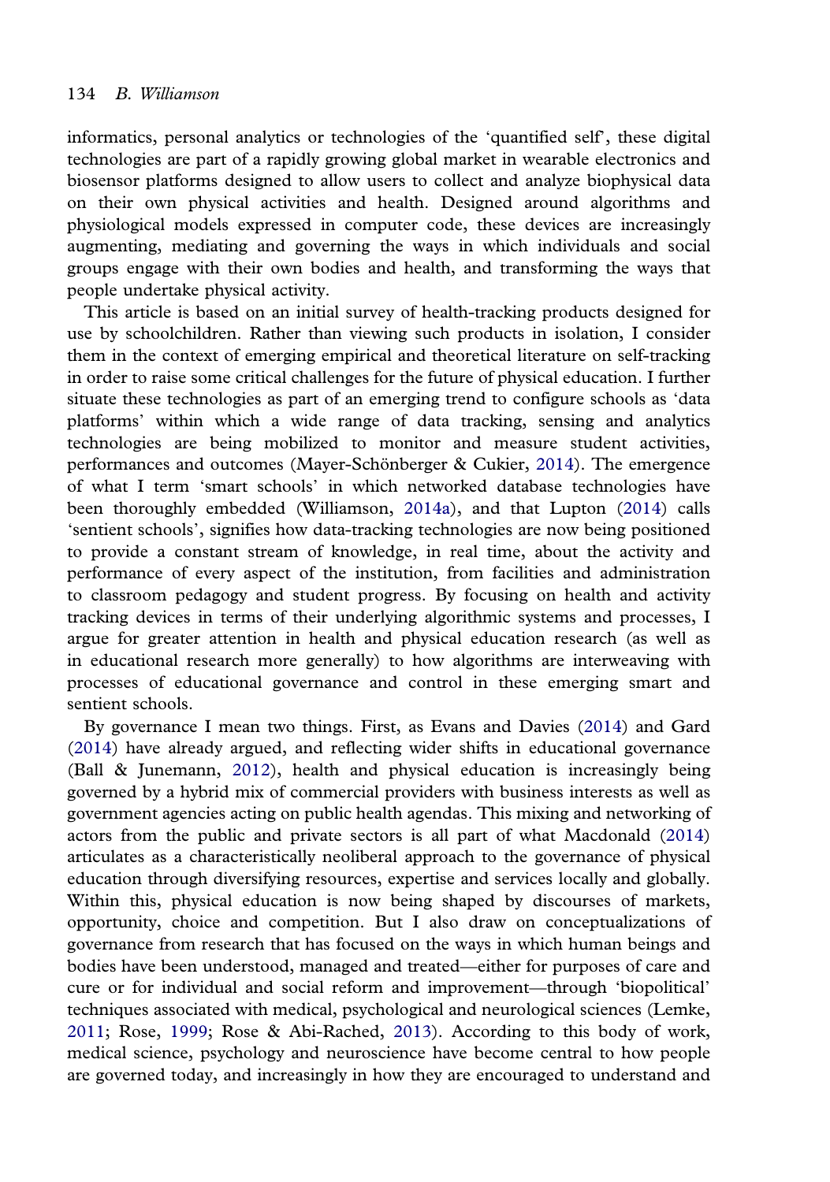informatics, personal analytics or technologies of the 'quantified self', these digital technologies are part of a rapidly growing global market in wearable electronics and biosensor platforms designed to allow users to collect and analyze biophysical data on their own physical activities and health. Designed around algorithms and physiological models expressed in computer code, these devices are increasingly augmenting, mediating and governing the ways in which individuals and social groups engage with their own bodies and health, and transforming the ways that people undertake physical activity.

This article is based on an initial survey of health-tracking products designed for use by schoolchildren. Rather than viewing such products in isolation, I consider them in the context of emerging empirical and theoretical literature on self-tracking in order to raise some critical challenges for the future of physical education. I further situate these technologies as part of an emerging trend to configure schools as 'data platforms' within which a wide range of data tracking, sensing and analytics technologies are being mobilized to monitor and measure student activities, performances and outcomes (Mayer-Schönberger & Cukier, 2014). The emergence of what I term 'smart schools' in which networked database technologies have been thoroughly embedded (Williamson, 2014a), and that Lupton (2014) calls 'sentient schools', signifies how data-tracking technologies are now being positioned to provide a constant stream of knowledge, in real time, about the activity and performance of every aspect of the institution, from facilities and administration to classroom pedagogy and student progress. By focusing on health and activity tracking devices in terms of their underlying algorithmic systems and processes, I argue for greater attention in health and physical education research (as well as in educational research more generally) to how algorithms are interweaving with processes of educational governance and control in these emerging smart and sentient schools.

By governance I mean two things. First, as Evans and Davies (2014) and Gard (2014) have already argued, and reflecting wider shifts in educational governance (Ball & Junemann, 2012), health and physical education is increasingly being governed by a hybrid mix of commercial providers with business interests as well as government agencies acting on public health agendas. This mixing and networking of actors from the public and private sectors is all part of what Macdonald (2014) articulates as a characteristically neoliberal approach to the governance of physical education through diversifying resources, expertise and services locally and globally. Within this, physical education is now being shaped by discourses of markets, opportunity, choice and competition. But I also draw on conceptualizations of governance from research that has focused on the ways in which human beings and bodies have been understood, managed and treated—either for purposes of care and cure or for individual and social reform and improvement—through 'biopolitical' techniques associated with medical, psychological and neurological sciences (Lemke, 2011; Rose, 1999; Rose & Abi-Rached, 2013). According to this body of work, medical science, psychology and neuroscience have become central to how people are governed today, and increasingly in how they are encouraged to understand and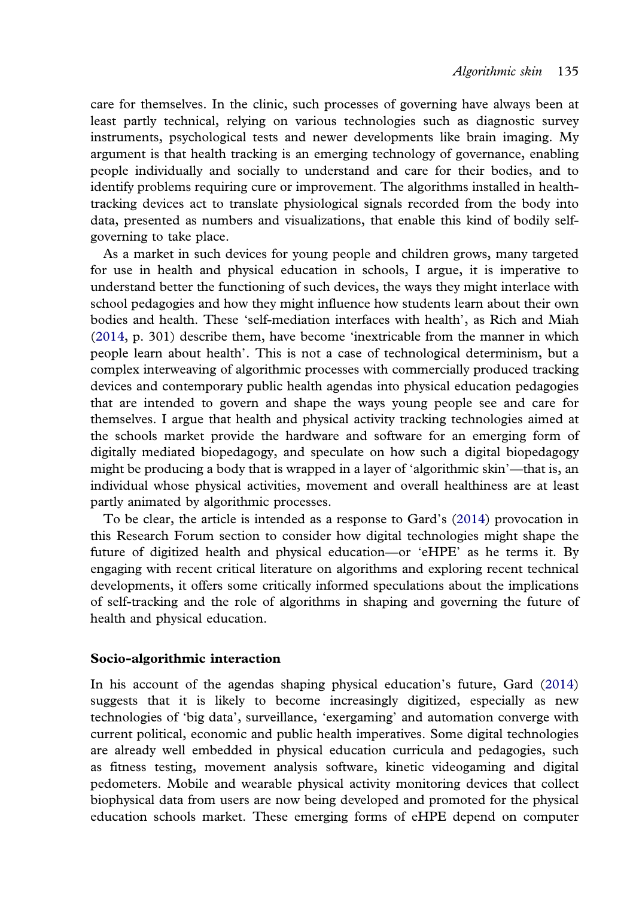care for themselves. In the clinic, such processes of governing have always been at least partly technical, relying on various technologies such as diagnostic survey instruments, psychological tests and newer developments like brain imaging. My argument is that health tracking is an emerging technology of governance, enabling people individually and socially to understand and care for their bodies, and to identify problems requiring cure or improvement. The algorithms installed in health-tracking devices act to translate physiological signals recorded from the body into data, presented as numbers and visualizations, that enable this kind of bodily self-governing to take place.

As a market in such devices for young people and children grows, many targeted for use in health and physical education in schools, I argue, it is imperative to understand better the functioning of such devices, the ways they might interlace with school pedagogies and how they might influence how students learn about their own bodies and health. These 'self-mediation interfaces with health', as Rich and Miah (2014, p. 301) describe them, have become 'inextricable from the manner in which people learn about health'. This is not a case of technological determinism, but a complex interweaving of algorithmic processes with commercially produced tracking devices and contemporary public health agendas into physical education pedagogies that are intended to govern and shape the ways young people see and care for themselves. I argue that health and physical activity tracking technologies aimed at the schools market provide the hardware and software for an emerging form of digitally mediated biopedagogy, and speculate on how such a digital biopedagogy might be producing a body that is wrapped in a layer of 'algorithmic skin'—that is, an individual whose physical activities, movement and overall healthiness are at least partly animated by algorithmic processes.

To be clear, the article is intended as a response to Gard's (2014) provocation in this Research Forum section to consider how digital technologies might shape the future of digitized health and physical education—or 'eHPE' as he terms it. By engaging with recent critical literature on algorithms and exploring recent technical developments, it offers some critically informed speculations about the implications of self-tracking and the role of algorithms in shaping and governing the future of health and physical education.

## Socio-algorithmic interaction

In his account of the agendas shaping physical education's future, Gard (2014) suggests that it is likely to become increasingly digitized, especially as new technologies of 'big data', surveillance, 'exergaming' and automation converge with current political, economic and public health imperatives. Some digital technologies are already well embedded in physical education curricula and pedagogies, such as fitness testing, movement analysis software, kinetic videogaming and digital pedometers. Mobile and wearable physical activity monitoring devices that collect biophysical data from users are now being developed and promoted for the physical education schools market. These emerging forms of eHPE depend on computer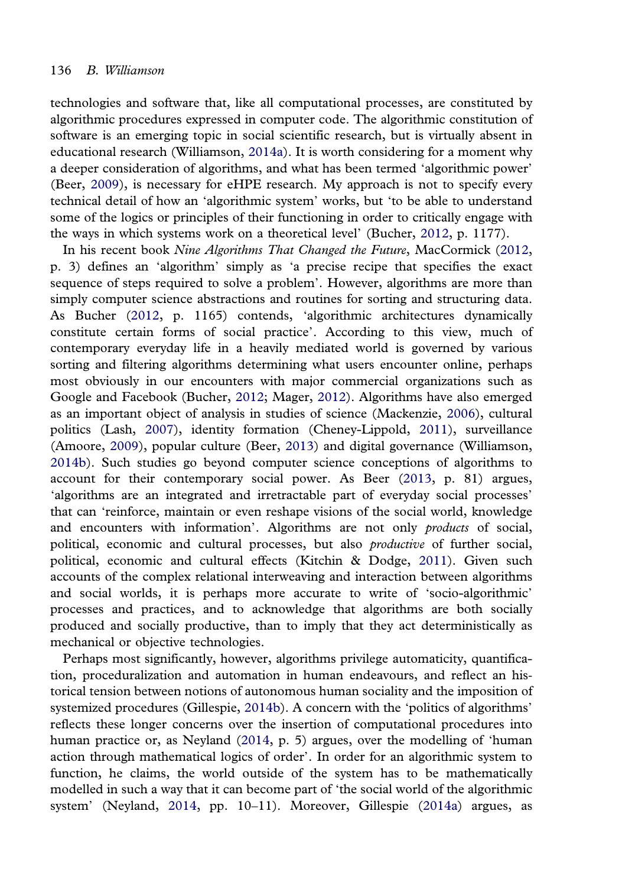technologies and software that, like all computational processes, are constituted by algorithmic procedures expressed in computer code. The algorithmic constitution of software is an emerging topic in social scientific research, but is virtually absent in educational research (Williamson, 2014a). It is worth considering for a moment why a deeper consideration of algorithms, and what has been termed 'algorithmic power' (Beer, 2009), is necessary for eHPE research. My approach is not to specify every technical detail of how an 'algorithmic system' works, but 'to be able to understand some of the logics or principles of their functioning in order to critically engage with the ways in which systems work on a theoretical level' (Bucher, 2012, p. 1177).

In his recent book *Nine Algorithms That Changed the Future*, MacCormick (2012, p. 3) defines an 'algorithm' simply as 'a precise recipe that specifies the exact sequence of steps required to solve a problem'. However, algorithms are more than simply computer science abstractions and routines for sorting and structuring data. As Bucher (2012, p. 1165) contends, 'algorithmic architectures dynamically constitute certain forms of social practice'. According to this view, much of contemporary everyday life in a heavily mediated world is governed by various sorting and filtering algorithms determining what users encounter online, perhaps most obviously in our encounters with major commercial organizations such as Google and Facebook (Bucher, 2012; Mager, 2012). Algorithms have also emerged as an important object of analysis in studies of science (Mackenzie, 2006), cultural politics (Lash, 2007), identity formation (Cheney-Lippold, 2011), surveillance (Amoore, 2009), popular culture (Beer, 2013) and digital governance (Williamson, 2014b). Such studies go beyond computer science conceptions of algorithms to account for their contemporary social power. As Beer (2013, p. 81) argues, 'algorithms are an integrated and irretractable part of everyday social processes' that can 'reinforce, maintain or even reshape visions of the social world, knowledge and encounters with information'. Algorithms are not only *products* of social, political, economic and cultural processes, but also *productive* of further social, political, economic and cultural effects (Kitchin & Dodge, 2011). Given such accounts of the complex relational interweaving and interaction between algorithms and social worlds, it is perhaps more accurate to write of 'socio-algorithmic' processes and practices, and to acknowledge that algorithms are both socially produced and socially productive, than to imply that they act deterministically as mechanical or objective technologies.

Perhaps most significantly, however, algorithms privilege automaticity, quantification, proceduralization and automation in human endeavours, and reflect an historical tension between notions of autonomous human sociality and the imposition of systemized procedures (Gillespie, 2014b). A concern with the 'politics of algorithms' reflects these longer concerns over the insertion of computational procedures into human practice or, as Neyland (2014, p. 5) argues, over the modelling of 'human action through mathematical logics of order'. In order for an algorithmic system to function, he claims, the world outside of the system has to be mathematically modelled in such a way that it can become part of 'the social world of the algorithmic system' (Neyland, 2014, pp. 10–11). Moreover, Gillespie (2014a) argues, as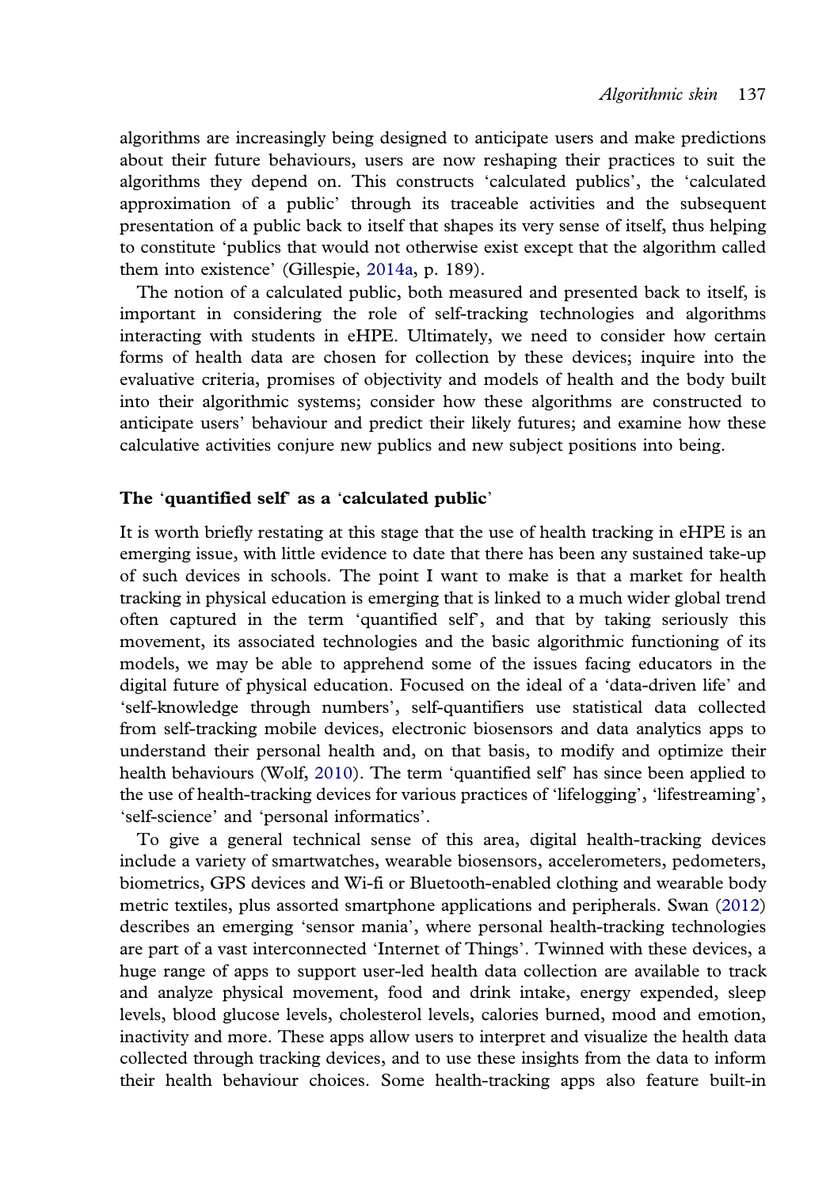algorithms are increasingly being designed to anticipate users and make predictions about their future behaviours, users are now reshaping their practices to suit the algorithms they depend on. This constructs 'calculated publics', the 'calculated approximation of a public' through its traceable activities and the subsequent presentation of a public back to itself that shapes its very sense of itself, thus helping to constitute 'publics that would not otherwise exist except that the algorithm called them into existence' (Gillespie, 2014a, p. 189).

The notion of a calculated public, both measured and presented back to itself, is important in considering the role of self-tracking technologies and algorithms interacting with students in eHPE. Ultimately, we need to consider how certain forms of health data are chosen for collection by these devices; inquire into the evaluative criteria, promises of objectivity and models of health and the body built into their algorithmic systems; consider how these algorithms are constructed to anticipate users' behaviour and predict their likely futures; and examine how these calculative activities conjure new publics and new subject positions into being.

## The 'quantified self' as a 'calculated public'

It is worth briefly restating at this stage that the use of health tracking in eHPE is an emerging issue, with little evidence to date that there has been any sustained take-up of such devices in schools. The point I want to make is that a market for health tracking in physical education is emerging that is linked to a much wider global trend often captured in the term 'quantified self', and that by taking seriously this movement, its associated technologies and the basic algorithmic functioning of its models, we may be able to apprehend some of the issues facing educators in the digital future of physical education. Focused on the ideal of a 'data-driven life' and 'self-knowledge through numbers', self-quantifiers use statistical data collected from self-tracking mobile devices, electronic biosensors and data analytics apps to understand their personal health and, on that basis, to modify and optimize their health behaviours (Wolf, 2010). The term 'quantified self' has since been applied to the use of health-tracking devices for various practices of 'lifelogging', 'lifestreaming', 'self-science' and 'personal informatics'.

To give a general technical sense of this area, digital health-tracking devices include a variety of smartwatches, wearable biosensors, accelerometers, pedometers, biometrics, GPS devices and Wi-fi or Bluetooth-enabled clothing and wearable body metric textiles, plus assorted smartphone applications and peripherals. Swan (2012) describes an emerging 'sensor mania', where personal health-tracking technologies are part of a vast interconnected 'Internet of Things'. Twinned with these devices, a huge range of apps to support user-led health data collection are available to track and analyze physical movement, food and drink intake, energy expended, sleep levels, blood glucose levels, cholesterol levels, calories burned, mood and emotion, inactivity and more. These apps allow users to interpret and visualize the health data collected through tracking devices, and to use these insights from the data to inform their health behaviour choices. Some health-tracking apps also feature built-in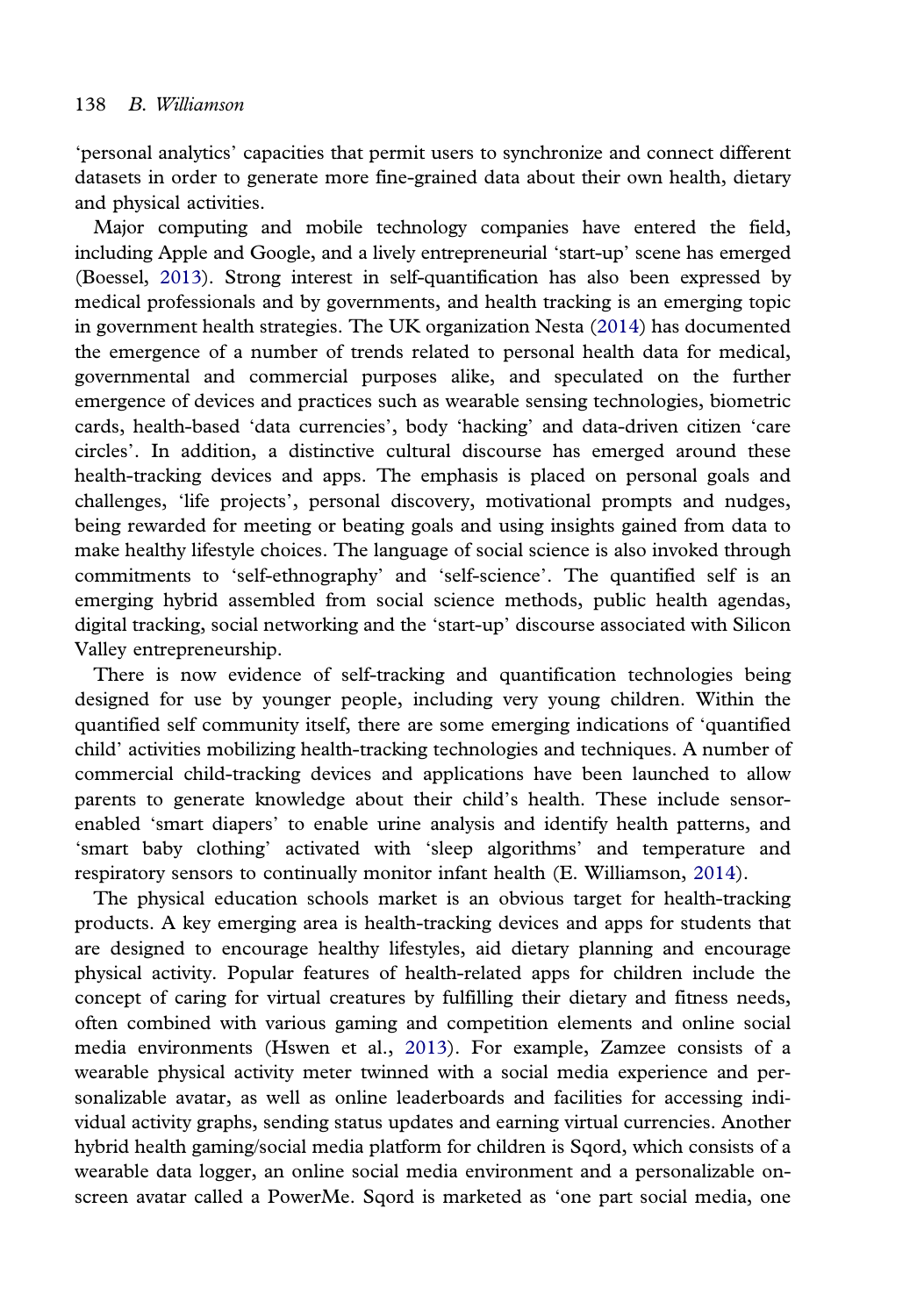'personal analytics' capacities that permit users to synchronize and connect different datasets in order to generate more fine-grained data about their own health, dietary and physical activities.

Major computing and mobile technology companies have entered the field, including Apple and Google, and a lively entrepreneurial 'start-up' scene has emerged (Boessel, 2013). Strong interest in self-quantification has also been expressed by medical professionals and by governments, and health tracking is an emerging topic in government health strategies. The UK organization Nesta (2014) has documented the emergence of a number of trends related to personal health data for medical, governmental and commercial purposes alike, and speculated on the further emergence of devices and practices such as wearable sensing technologies, biometric cards, health-based 'data currencies', body 'hacking' and data-driven citizen 'care circles'. In addition, a distinctive cultural discourse has emerged around these health-tracking devices and apps. The emphasis is placed on personal goals and challenges, 'life projects', personal discovery, motivational prompts and nudges, being rewarded for meeting or beating goals and using insights gained from data to make healthy lifestyle choices. The language of social science is also invoked through commitments to 'self-ethnography' and 'self-science'. The quantified self is an emerging hybrid assembled from social science methods, public health agendas, digital tracking, social networking and the 'start-up' discourse associated with Silicon Valley entrepreneurship.

There is now evidence of self-tracking and quantification technologies being designed for use by younger people, including very young children. Within the quantified self community itself, there are some emerging indications of 'quantified child' activities mobilizing health-tracking technologies and techniques. A number of commercial child-tracking devices and applications have been launched to allow parents to generate knowledge about their child's health. These include sensor-enabled 'smart diapers' to enable urine analysis and identify health patterns, and 'smart baby clothing' activated with 'sleep algorithms' and temperature and respiratory sensors to continually monitor infant health (E. Williamson, 2014).

The physical education schools market is an obvious target for health-tracking products. A key emerging area is health-tracking devices and apps for students that are designed to encourage healthy lifestyles, aid dietary planning and encourage physical activity. Popular features of health-related apps for children include the concept of caring for virtual creatures by fulfilling their dietary and fitness needs, often combined with various gaming and competition elements and online social media environments (Hswen et al., 2013). For example, Zamzee consists of a wearable physical activity meter twinned with a social media experience and personalizable avatar, as well as online leaderboards and facilities for accessing individual activity graphs, sending status updates and earning virtual currencies. Another hybrid health gaming/social media platform for children is Sqord, which consists of a wearable data logger, an online social media environment and a personalizable on-screen avatar called a PowerMe. Sqord is marketed as 'one part social media, one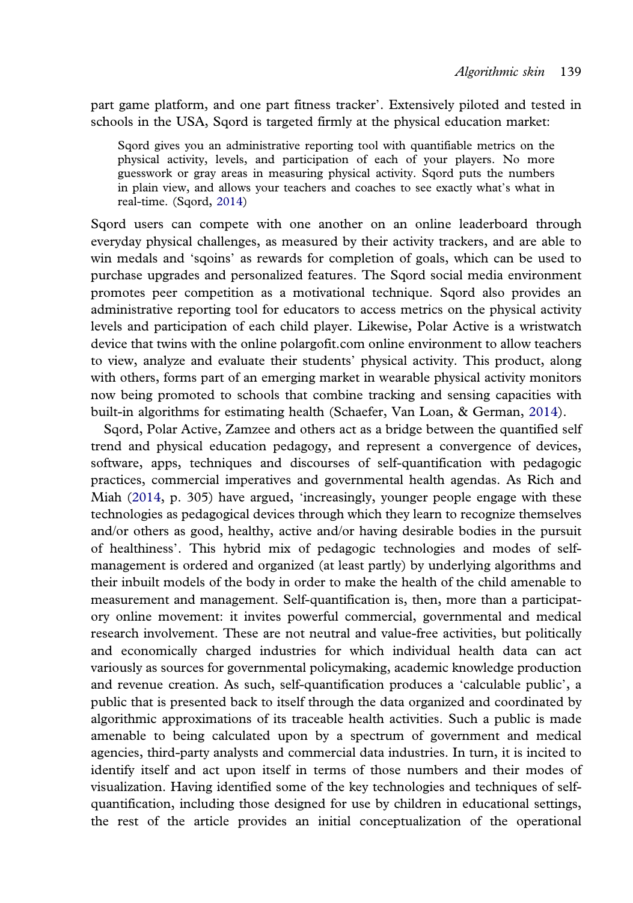part game platform, and one part fitness tracker'. Extensively piloted and tested in schools in the USA, Sqord is targeted firmly at the physical education market:

> Sqord gives you an administrative reporting tool with quantifiable metrics on the physical activity, levels, and participation of each of your players. No more guesswork or gray areas in measuring physical activity. Sqord puts the numbers in plain view, and allows your teachers and coaches to see exactly what's what in real-time. (Sqord, 2014)

Sqord users can compete with one another on an online leaderboard through everyday physical challenges, as measured by their activity trackers, and are able to win medals and 'sqoins' as rewards for completion of goals, which can be used to purchase upgrades and personalized features. The Sqord social media environment promotes peer competition as a motivational technique. Sqord also provides an administrative reporting tool for educators to access metrics on the physical activity levels and participation of each child player. Likewise, Polar Active is a wristwatch device that twins with the online polargofit.com online environment to allow teachers to view, analyze and evaluate their students' physical activity. This product, along with others, forms part of an emerging market in wearable physical activity monitors now being promoted to schools that combine tracking and sensing capacities with built-in algorithms for estimating health (Schaefer, Van Loan, & German, 2014).

Sqord, Polar Active, Zamzee and others act as a bridge between the quantified self trend and physical education pedagogy, and represent a convergence of devices, software, apps, techniques and discourses of self-quantification with pedagogic practices, commercial imperatives and governmental health agendas. As Rich and Miah (2014, p. 305) have argued, 'increasingly, younger people engage with these technologies as pedagogical devices through which they learn to recognize themselves and/or others as good, healthy, active and/or having desirable bodies in the pursuit of healthiness'. This hybrid mix of pedagogic technologies and modes of self-management is ordered and organized (at least partly) by underlying algorithms and their inbuilt models of the body in order to make the health of the child amenable to measurement and management. Self-quantification is, then, more than a participatory online movement: it invites powerful commercial, governmental and medical research involvement. These are not neutral and value-free activities, but politically and economically charged industries for which individual health data can act variously as sources for governmental policymaking, academic knowledge production and revenue creation. As such, self-quantification produces a 'calculable public', a public that is presented back to itself through the data organized and coordinated by algorithmic approximations of its traceable health activities. Such a public is made amenable to being calculated upon by a spectrum of government and medical agencies, third-party analysts and commercial data industries. In turn, it is incited to identify itself and act upon itself in terms of those numbers and their modes of visualization. Having identified some of the key technologies and techniques of self-quantification, including those designed for use by children in educational settings, the rest of the article provides an initial conceptualization of the operational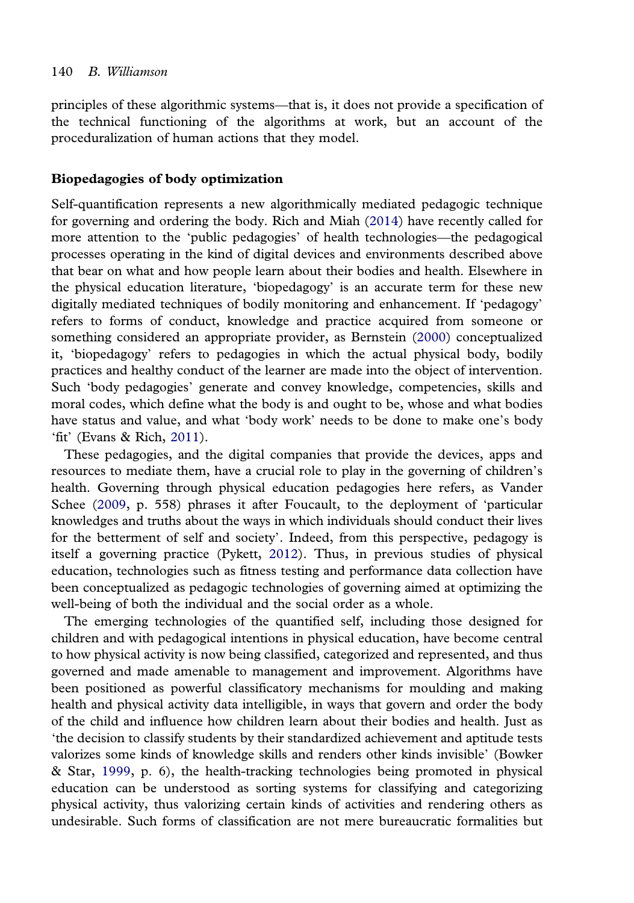principles of these algorithmic systems—that is, it does not provide a specification of the technical functioning of the algorithms at work, but an account of the proceduralization of human actions that they model.

### Biopedagogies of body optimization

Self-quantification represents a new algorithmically mediated pedagogic technique for governing and ordering the body. Rich and Miah (2014) have recently called for more attention to the 'public pedagogies' of health technologies—the pedagogical processes operating in the kind of digital devices and environments described above that bear on what and how people learn about their bodies and health. Elsewhere in the physical education literature, 'biopedagogy' is an accurate term for these new digitally mediated techniques of bodily monitoring and enhancement. If 'pedagogy' refers to forms of conduct, knowledge and practice acquired from someone or something considered an appropriate provider, as Bernstein (2000) conceptualized it, 'biopedagogy' refers to pedagogies in which the actual physical body, bodily practices and healthy conduct of the learner are made into the object of intervention. Such 'body pedagogies' generate and convey knowledge, competencies, skills and moral codes, which define what the body is and ought to be, whose and what bodies have status and value, and what 'body work' needs to be done to make one's body 'fit' (Evans & Rich, 2011).

These pedagogies, and the digital companies that provide the devices, apps and resources to mediate them, have a crucial role to play in the governing of children's health. Governing through physical education pedagogies here refers, as Vander Schee (2009, p. 558) phrases it after Foucault, to the deployment of 'particular knowledges and truths about the ways in which individuals should conduct their lives for the betterment of self and society'. Indeed, from this perspective, pedagogy is itself a governing practice (Pykett, 2012). Thus, in previous studies of physical education, technologies such as fitness testing and performance data collection have been conceptualized as pedagogic technologies of governing aimed at optimizing the well-being of both the individual and the social order as a whole.

The emerging technologies of the quantified self, including those designed for children and with pedagogical intentions in physical education, have become central to how physical activity is now being classified, categorized and represented, and thus governed and made amenable to management and improvement. Algorithms have been positioned as powerful classificatory mechanisms for moulding and making health and physical activity data intelligible, in ways that govern and order the body of the child and influence how children learn about their bodies and health. Just as 'the decision to classify students by their standardized achievement and aptitude tests valorizes some kinds of knowledge skills and renders other kinds invisible' (Bowker & Star, 1999, p. 6), the health-tracking technologies being promoted in physical education can be understood as sorting systems for classifying and categorizing physical activity, thus valorizing certain kinds of activities and rendering others as undesirable. Such forms of classification are not mere bureaucratic formalities but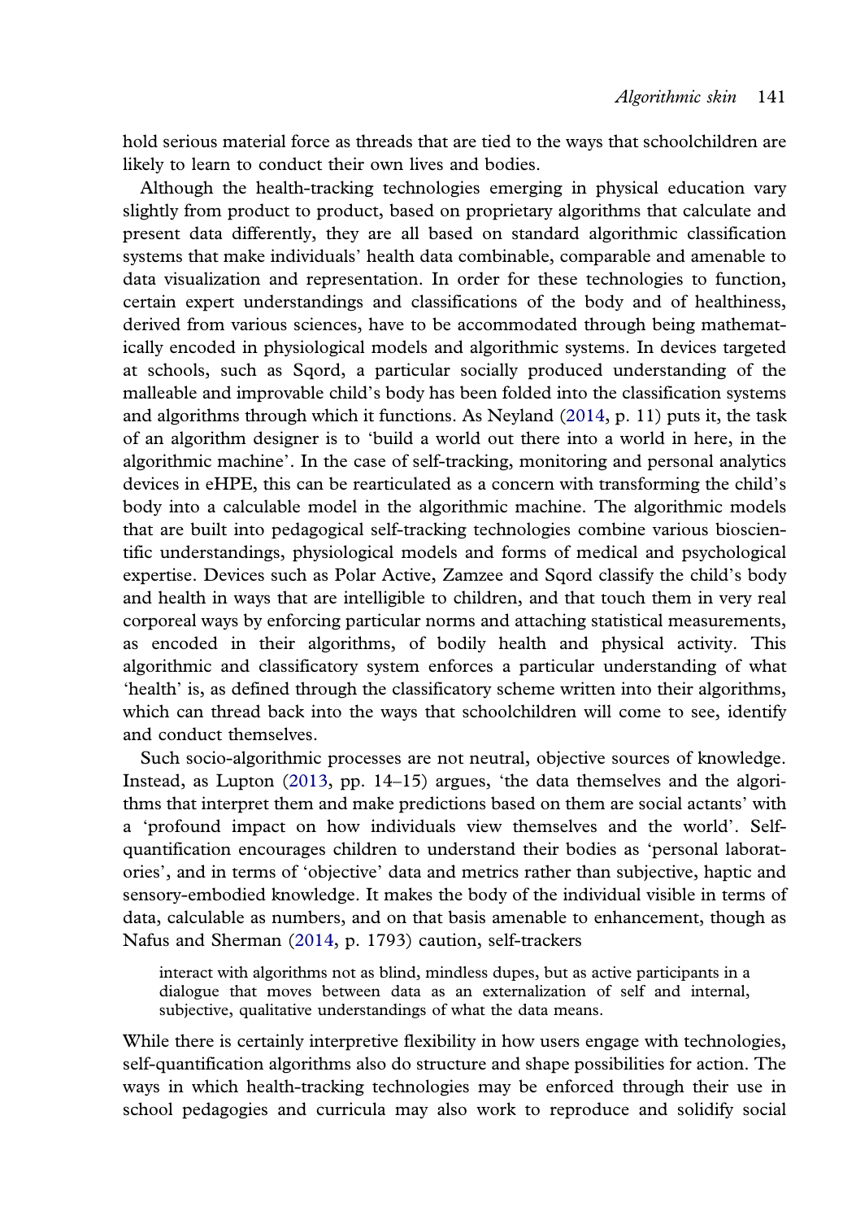hold serious material force as threads that are tied to the ways that schoolchildren are likely to learn to conduct their own lives and bodies.

Although the health-tracking technologies emerging in physical education vary slightly from product to product, based on proprietary algorithms that calculate and present data differently, they are all based on standard algorithmic classification systems that make individuals' health data combinable, comparable and amenable to data visualization and representation. In order for these technologies to function, certain expert understandings and classifications of the body and of healthiness, derived from various sciences, have to be accommodated through being mathematically encoded in physiological models and algorithmic systems. In devices targeted at schools, such as Sqord, a particular socially produced understanding of the malleable and improvable child's body has been folded into the classification systems and algorithms through which it functions. As Neyland (2014, p. 11) puts it, the task of an algorithm designer is to 'build a world out there into a world in here, in the algorithmic machine'. In the case of self-tracking, monitoring and personal analytics devices in eHPE, this can be rearticulated as a concern with transforming the child's body into a calculable model in the algorithmic machine. The algorithmic models that are built into pedagogical self-tracking technologies combine various bioscientific understandings, physiological models and forms of medical and psychological expertise. Devices such as Polar Active, Zamzee and Sqord classify the child's body and health in ways that are intelligible to children, and that touch them in very real corporeal ways by enforcing particular norms and attaching statistical measurements, as encoded in their algorithms, of bodily health and physical activity. This algorithmic and classificatory system enforces a particular understanding of what 'health' is, as defined through the classificatory scheme written into their algorithms, which can thread back into the ways that schoolchildren will come to see, identify and conduct themselves.

Such socio-algorithmic processes are not neutral, objective sources of knowledge. Instead, as Lupton (2013, pp. 14–15) argues, 'the data themselves and the algorithms that interpret them and make predictions based on them are social actants' with a 'profound impact on how individuals view themselves and the world'. Self-quantification encourages children to understand their bodies as 'personal laboratories', and in terms of 'objective' data and metrics rather than subjective, haptic and sensory-embodied knowledge. It makes the body of the individual visible in terms of data, calculable as numbers, and on that basis amenable to enhancement, though as Nafus and Sherman (2014, p. 1793) caution, self-trackers

> interact with algorithms not as blind, mindless dupes, but as active participants in a dialogue that moves between data as an externalization of self and internal, subjective, qualitative understandings of what the data means.

While there is certainly interpretive flexibility in how users engage with technologies, self-quantification algorithms also do structure and shape possibilities for action. The ways in which health-tracking technologies may be enforced through their use in school pedagogies and curricula may also work to reproduce and solidify social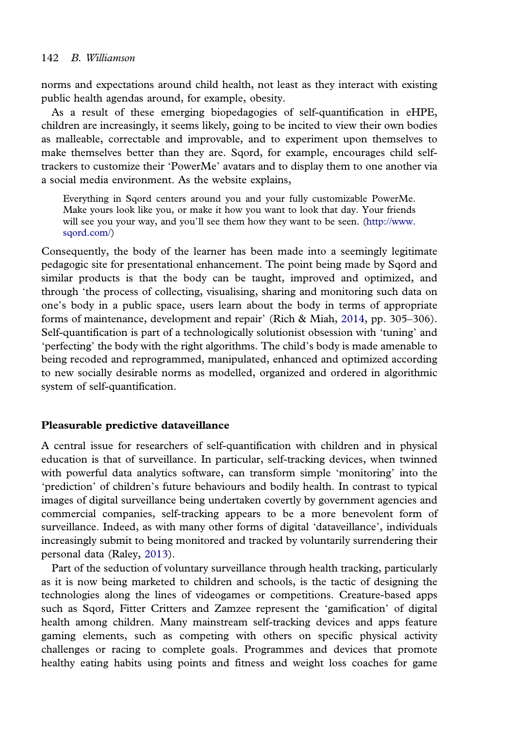norms and expectations around child health, not least as they interact with existing public health agendas around, for example, obesity.

As a result of these emerging biopedagogies of self-quantification in eHPE, children are increasingly, it seems likely, going to be incited to view their own bodies as malleable, correctable and improvable, and to experiment upon themselves to make themselves better than they are. Sqord, for example, encourages child self-trackers to customize their 'PowerMe' avatars and to display them to one another via a social media environment. As the website explains,

> Everything in Sqord centers around you and your fully customizable PowerMe. Make yours look like you, or make it how you want to look that day. Your friends will see you your way, and you'll see them how they want to be seen. (http://www.sqord.com/)

Consequently, the body of the learner has been made into a seemingly legitimate pedagogic site for presentational enhancement. The point being made by Sqord and similar products is that the body can be taught, improved and optimized, and through 'the process of collecting, visualising, sharing and monitoring such data on one's body in a public space, users learn about the body in terms of appropriate forms of maintenance, development and repair' (Rich & Miah, 2014, pp. 305–306). Self-quantification is part of a technologically solutionist obsession with 'tuning' and 'perfecting' the body with the right algorithms. The child's body is made amenable to being recoded and reprogrammed, manipulated, enhanced and optimized according to new socially desirable norms as modelled, organized and ordered in algorithmic system of self-quantification.

## Pleasurable predictive dataveillance

A central issue for researchers of self-quantification with children and in physical education is that of surveillance. In particular, self-tracking devices, when twinned with powerful data analytics software, can transform simple 'monitoring' into the 'prediction' of children's future behaviours and bodily health. In contrast to typical images of digital surveillance being undertaken covertly by government agencies and commercial companies, self-tracking appears to be a more benevolent form of surveillance. Indeed, as with many other forms of digital 'dataveillance', individuals increasingly submit to being monitored and tracked by voluntarily surrendering their personal data (Raley, 2013).

Part of the seduction of voluntary surveillance through health tracking, particularly as it is now being marketed to children and schools, is the tactic of designing the technologies along the lines of videogames or competitions. Creature-based apps such as Sqord, Fitter Critters and Zamzee represent the 'gamification' of digital health among children. Many mainstream self-tracking devices and apps feature gaming elements, such as competing with others on specific physical activity challenges or racing to complete goals. Programmes and devices that promote healthy eating habits using points and fitness and weight loss coaches for game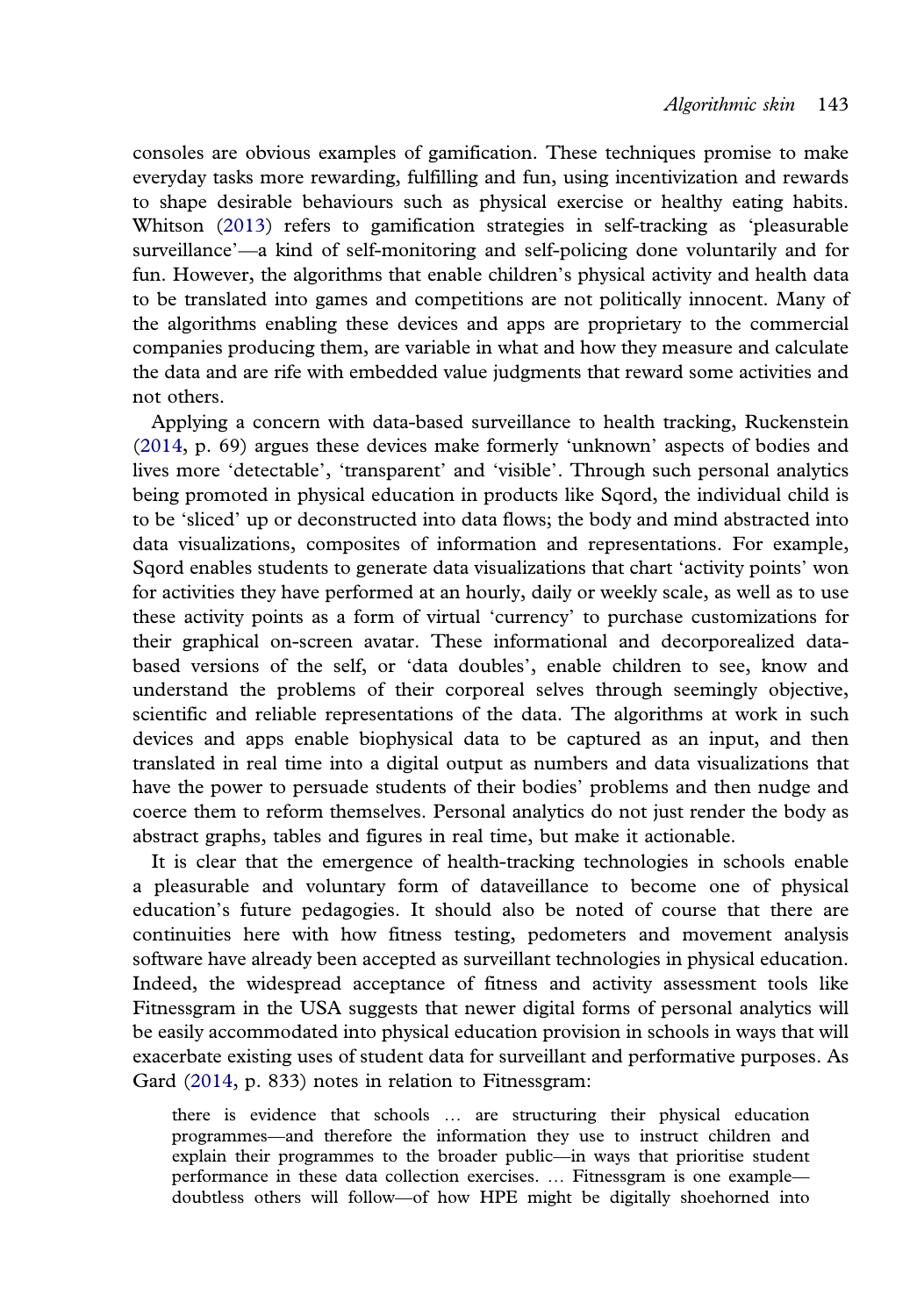consoles are obvious examples of gamification. These techniques promise to make everyday tasks more rewarding, fulfilling and fun, using incentivization and rewards to shape desirable behaviours such as physical exercise or healthy eating habits. Whitson (2013) refers to gamification strategies in self-tracking as 'pleasurable surveillance'—a kind of self-monitoring and self-policing done voluntarily and for fun. However, the algorithms that enable children's physical activity and health data to be translated into games and competitions are not politically innocent. Many of the algorithms enabling these devices and apps are proprietary to the commercial companies producing them, are variable in what and how they measure and calculate the data and are rife with embedded value judgments that reward some activities and not others.

Applying a concern with data-based surveillance to health tracking, Ruckenstein (2014, p. 69) argues these devices make formerly 'unknown' aspects of bodies and lives more 'detectable', 'transparent' and 'visible'. Through such personal analytics being promoted in physical education in products like Sqord, the individual child is to be 'sliced' up or deconstructed into data flows; the body and mind abstracted into data visualizations, composites of information and representations. For example, Sqord enables students to generate data visualizations that chart 'activity points' won for activities they have performed at an hourly, daily or weekly scale, as well as to use these activity points as a form of virtual 'currency' to purchase customizations for their graphical on-screen avatar. These informational and decorporealized data-based versions of the self, or 'data doubles', enable children to see, know and understand the problems of their corporeal selves through seemingly objective, scientific and reliable representations of the data. The algorithms at work in such devices and apps enable biophysical data to be captured as an input, and then translated in real time into a digital output as numbers and data visualizations that have the power to persuade students of their bodies' problems and then nudge and coerce them to reform themselves. Personal analytics do not just render the body as abstract graphs, tables and figures in real time, but make it actionable.

It is clear that the emergence of health-tracking technologies in schools enable a pleasurable and voluntary form of dataveillance to become one of physical education's future pedagogies. It should also be noted of course that there are continuities here with how fitness testing, pedometers and movement analysis software have already been accepted as surveillant technologies in physical education. Indeed, the widespread acceptance of fitness and activity assessment tools like Fitnessgram in the USA suggests that newer digital forms of personal analytics will be easily accommodated into physical education provision in schools in ways that will exacerbate existing uses of student data for surveillant and performative purposes. As Gard (2014, p. 833) notes in relation to Fitnessgram:

> there is evidence that schools … are structuring their physical education programmes—and therefore the information they use to instruct children and explain their programmes to the broader public—in ways that prioritise student performance in these data collection exercises. … Fitnessgram is one example—doubtless others will follow—of how HPE might be digitally shoehorned into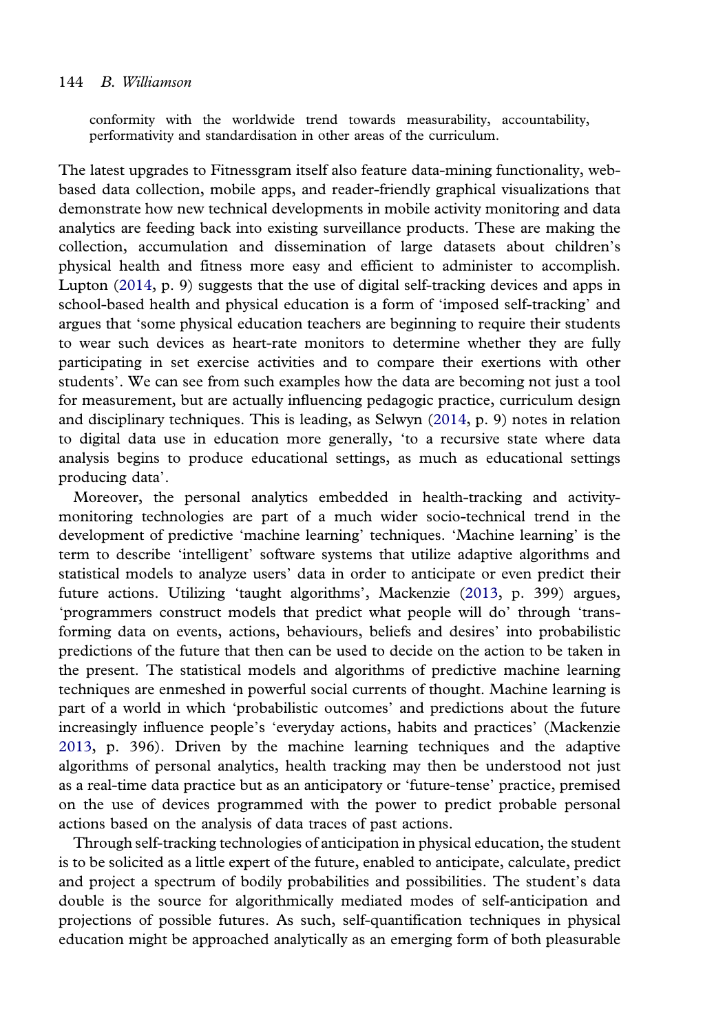conformity with the worldwide trend towards measurability, accountability, performativity and standardisation in other areas of the curriculum.

The latest upgrades to Fitnessgram itself also feature data-mining functionality, web-based data collection, mobile apps, and reader-friendly graphical visualizations that demonstrate how new technical developments in mobile activity monitoring and data analytics are feeding back into existing surveillance products. These are making the collection, accumulation and dissemination of large datasets about children's physical health and fitness more easy and efficient to administer to accomplish. Lupton (2014, p. 9) suggests that the use of digital self-tracking devices and apps in school-based health and physical education is a form of 'imposed self-tracking' and argues that 'some physical education teachers are beginning to require their students to wear such devices as heart-rate monitors to determine whether they are fully participating in set exercise activities and to compare their exertions with other students'. We can see from such examples how the data are becoming not just a tool for measurement, but are actually influencing pedagogic practice, curriculum design and disciplinary techniques. This is leading, as Selwyn (2014, p. 9) notes in relation to digital data use in education more generally, 'to a recursive state where data analysis begins to produce educational settings, as much as educational settings producing data'.

Moreover, the personal analytics embedded in health-tracking and activity-monitoring technologies are part of a much wider socio-technical trend in the development of predictive 'machine learning' techniques. 'Machine learning' is the term to describe 'intelligent' software systems that utilize adaptive algorithms and statistical models to analyze users' data in order to anticipate or even predict their future actions. Utilizing 'taught algorithms', Mackenzie (2013, p. 399) argues, 'programmers construct models that predict what people will do' through 'transforming data on events, actions, behaviours, beliefs and desires' into probabilistic predictions of the future that then can be used to decide on the action to be taken in the present. The statistical models and algorithms of predictive machine learning techniques are enmeshed in powerful social currents of thought. Machine learning is part of a world in which 'probabilistic outcomes' and predictions about the future increasingly influence people's 'everyday actions, habits and practices' (Mackenzie 2013, p. 396). Driven by the machine learning techniques and the adaptive algorithms of personal analytics, health tracking may then be understood not just as a real-time data practice but as an anticipatory or 'future-tense' practice, premised on the use of devices programmed with the power to predict probable personal actions based on the analysis of data traces of past actions.

Through self-tracking technologies of anticipation in physical education, the student is to be solicited as a little expert of the future, enabled to anticipate, calculate, predict and project a spectrum of bodily probabilities and possibilities. The student's data double is the source for algorithmically mediated modes of self-anticipation and projections of possible futures. As such, self-quantification techniques in physical education might be approached analytically as an emerging form of both pleasurable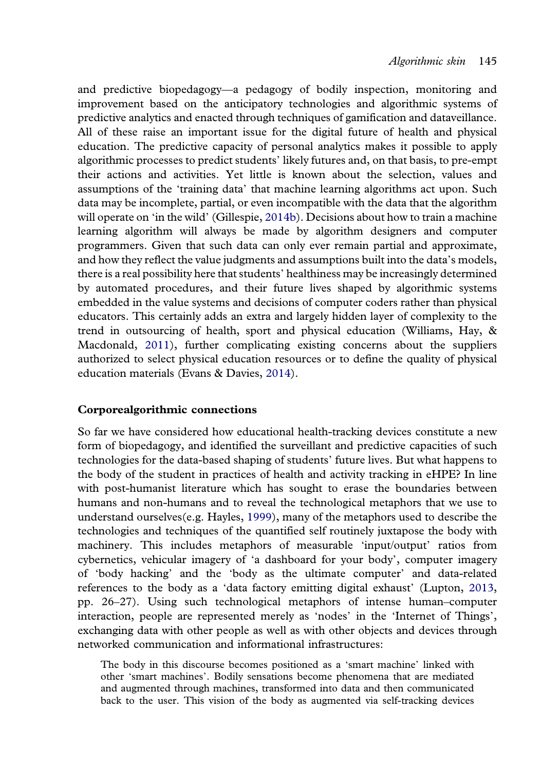and predictive biopedagogy—a pedagogy of bodily inspection, monitoring and improvement based on the anticipatory technologies and algorithmic systems of predictive analytics and enacted through techniques of gamification and dataveillance. All of these raise an important issue for the digital future of health and physical education. The predictive capacity of personal analytics makes it possible to apply algorithmic processes to predict students' likely futures and, on that basis, to pre-empt their actions and activities. Yet little is known about the selection, values and assumptions of the 'training data' that machine learning algorithms act upon. Such data may be incomplete, partial, or even incompatible with the data that the algorithm will operate on 'in the wild' (Gillespie, 2014b). Decisions about how to train a machine learning algorithm will always be made by algorithm designers and computer programmers. Given that such data can only ever remain partial and approximate, and how they reflect the value judgments and assumptions built into the data's models, there is a real possibility here that students' healthiness may be increasingly determined by automated procedures, and their future lives shaped by algorithmic systems embedded in the value systems and decisions of computer coders rather than physical educators. This certainly adds an extra and largely hidden layer of complexity to the trend in outsourcing of health, sport and physical education (Williams, Hay, & Macdonald, 2011), further complicating existing concerns about the suppliers authorized to select physical education resources or to define the quality of physical education materials (Evans & Davies, 2014).

## Corporealgorithmic connections

So far we have considered how educational health-tracking devices constitute a new form of biopedagogy, and identified the surveillant and predictive capacities of such technologies for the data-based shaping of students' future lives. But what happens to the body of the student in practices of health and activity tracking in eHPE? In line with post-humanist literature which has sought to erase the boundaries between humans and non-humans and to reveal the technological metaphors that we use to understand ourselves(e.g. Hayles, 1999), many of the metaphors used to describe the technologies and techniques of the quantified self routinely juxtapose the body with machinery. This includes metaphors of measurable 'input/output' ratios from cybernetics, vehicular imagery of 'a dashboard for your body', computer imagery of 'body hacking' and the 'body as the ultimate computer' and data-related references to the body as a 'data factory emitting digital exhaust' (Lupton, 2013, pp. 26–27). Using such technological metaphors of intense human–computer interaction, people are represented merely as 'nodes' in the 'Internet of Things', exchanging data with other people as well as with other objects and devices through networked communication and informational infrastructures:

> The body in this discourse becomes positioned as a 'smart machine' linked with other 'smart machines'. Bodily sensations become phenomena that are mediated and augmented through machines, transformed into data and then communicated back to the user. This vision of the body as augmented via self-tracking devices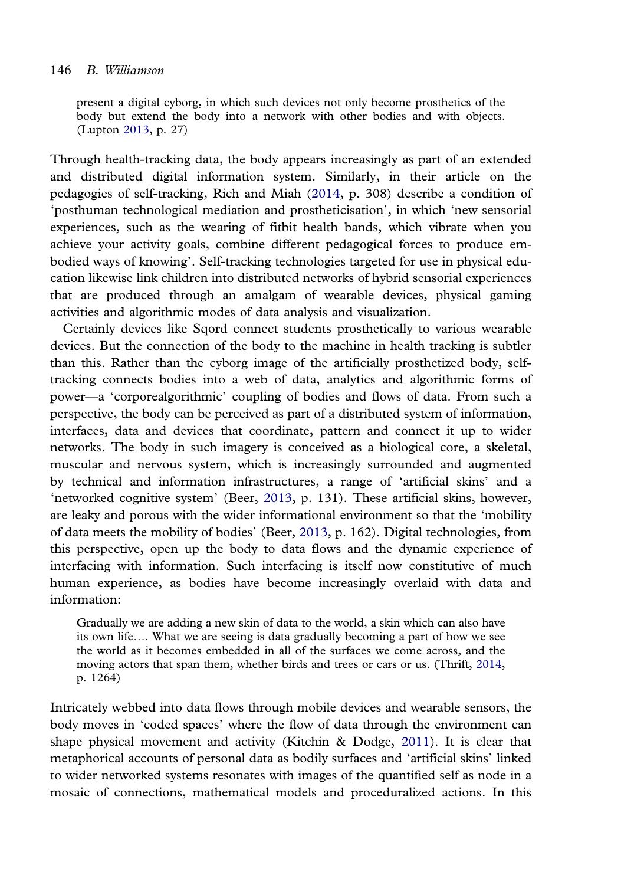> present a digital cyborg, in which such devices not only become prosthetics of the body but extend the body into a network with other bodies and with objects. (Lupton 2013, p. 27)

Through health-tracking data, the body appears increasingly as part of an extended and distributed digital information system. Similarly, in their article on the pedagogies of self-tracking, Rich and Miah (2014, p. 308) describe a condition of 'posthuman technological mediation and prostheticisation', in which 'new sensorial experiences, such as the wearing of fitbit health bands, which vibrate when you achieve your activity goals, combine different pedagogical forces to produce embodied ways of knowing'. Self-tracking technologies targeted for use in physical education likewise link children into distributed networks of hybrid sensorial experiences that are produced through an amalgam of wearable devices, physical gaming activities and algorithmic modes of data analysis and visualization.

Certainly devices like Sqord connect students prosthetically to various wearable devices. But the connection of the body to the machine in health tracking is subtler than this. Rather than the cyborg image of the artificially prosthetized body, self-tracking connects bodies into a web of data, analytics and algorithmic forms of power—a 'corporealgorithmic' coupling of bodies and flows of data. From such a perspective, the body can be perceived as part of a distributed system of information, interfaces, data and devices that coordinate, pattern and connect it up to wider networks. The body in such imagery is conceived as a biological core, a skeletal, muscular and nervous system, which is increasingly surrounded and augmented by technical and information infrastructures, a range of 'artificial skins' and a 'networked cognitive system' (Beer, 2013, p. 131). These artificial skins, however, are leaky and porous with the wider informational environment so that the 'mobility of data meets the mobility of bodies' (Beer, 2013, p. 162). Digital technologies, from this perspective, open up the body to data flows and the dynamic experience of interfacing with information. Such interfacing is itself now constitutive of much human experience, as bodies have become increasingly overlaid with data and information:

> Gradually we are adding a new skin of data to the world, a skin which can also have its own life.... What we are seeing is data gradually becoming a part of how we see the world as it becomes embedded in all of the surfaces we come across, and the moving actors that span them, whether birds and trees or cars or us. (Thrift, 2014, p. 1264)

Intricately webbed into data flows through mobile devices and wearable sensors, the body moves in 'coded spaces' where the flow of data through the environment can shape physical movement and activity (Kitchin & Dodge, 2011). It is clear that metaphorical accounts of personal data as bodily surfaces and 'artificial skins' linked to wider networked systems resonates with images of the quantified self as node in a mosaic of connections, mathematical models and proceduralized actions. In this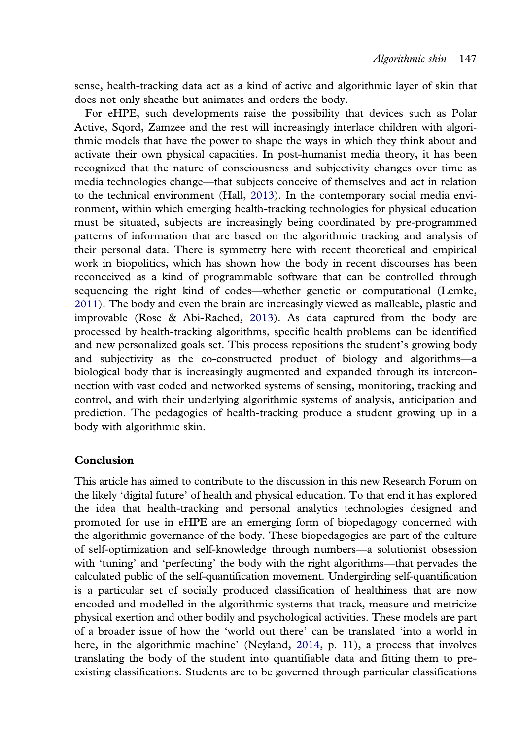sense, health-tracking data act as a kind of active and algorithmic layer of skin that does not only sheathe but animates and orders the body.

For eHPE, such developments raise the possibility that devices such as Polar Active, Sqord, Zamzee and the rest will increasingly interlace children with algorithmic models that have the power to shape the ways in which they think about and activate their own physical capacities. In post-humanist media theory, it has been recognized that the nature of consciousness and subjectivity changes over time as media technologies change—that subjects conceive of themselves and act in relation to the technical environment (Hall, 2013). In the contemporary social media environment, within which emerging health-tracking technologies for physical education must be situated, subjects are increasingly being coordinated by pre-programmed patterns of information that are based on the algorithmic tracking and analysis of their personal data. There is symmetry here with recent theoretical and empirical work in biopolitics, which has shown how the body in recent discourses has been reconceived as a kind of programmable software that can be controlled through sequencing the right kind of codes—whether genetic or computational (Lemke, 2011). The body and even the brain are increasingly viewed as malleable, plastic and improvable (Rose & Abi-Rached, 2013). As data captured from the body are processed by health-tracking algorithms, specific health problems can be identified and new personalized goals set. This process repositions the student's growing body and subjectivity as the co-constructed product of biology and algorithms—a biological body that is increasingly augmented and expanded through its interconnection with vast coded and networked systems of sensing, monitoring, tracking and control, and with their underlying algorithmic systems of analysis, anticipation and prediction. The pedagogies of health-tracking produce a student growing up in a body with algorithmic skin.

## Conclusion

This article has aimed to contribute to the discussion in this new Research Forum on the likely 'digital future' of health and physical education. To that end it has explored the idea that health-tracking and personal analytics technologies designed and promoted for use in eHPE are an emerging form of biopedagogy concerned with the algorithmic governance of the body. These biopedagogies are part of the culture of self-optimization and self-knowledge through numbers—a solutionist obsession with 'tuning' and 'perfecting' the body with the right algorithms—that pervades the calculated public of the self-quantification movement. Undergirding self-quantification is a particular set of socially produced classification of healthiness that are now encoded and modelled in the algorithmic systems that track, measure and metricize physical exertion and other bodily and psychological activities. These models are part of a broader issue of how the 'world out there' can be translated 'into a world in here, in the algorithmic machine' (Neyland, 2014, p. 11), a process that involves translating the body of the student into quantifiable data and fitting them to pre-existing classifications. Students are to be governed through particular classifications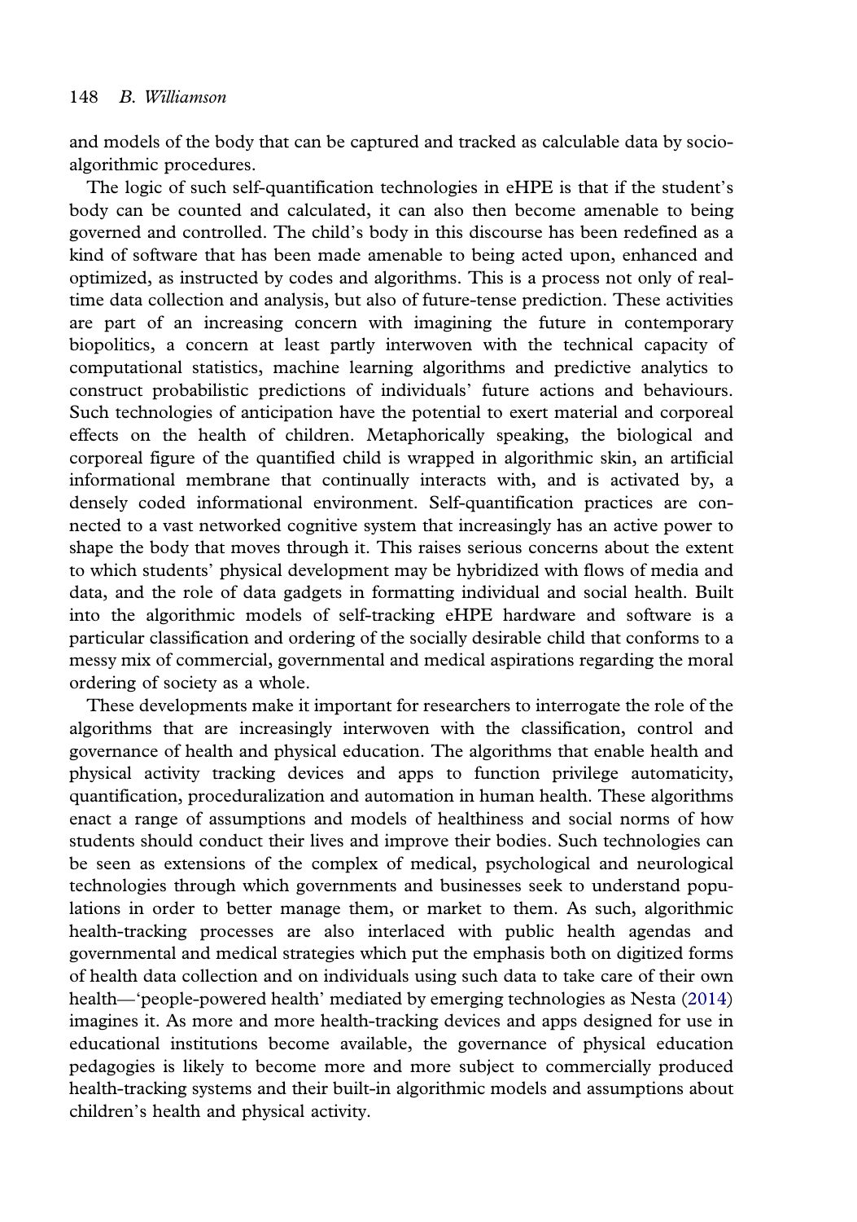and models of the body that can be captured and tracked as calculable data by socio-algorithmic procedures.

The logic of such self-quantification technologies in eHPE is that if the student's body can be counted and calculated, it can also then become amenable to being governed and controlled. The child's body in this discourse has been redefined as a kind of software that has been made amenable to being acted upon, enhanced and optimized, as instructed by codes and algorithms. This is a process not only of real-time data collection and analysis, but also of future-tense prediction. These activities are part of an increasing concern with imagining the future in contemporary biopolitics, a concern at least partly interwoven with the technical capacity of computational statistics, machine learning algorithms and predictive analytics to construct probabilistic predictions of individuals' future actions and behaviours. Such technologies of anticipation have the potential to exert material and corporeal effects on the health of children. Metaphorically speaking, the biological and corporeal figure of the quantified child is wrapped in algorithmic skin, an artificial informational membrane that continually interacts with, and is activated by, a densely coded informational environment. Self-quantification practices are connected to a vast networked cognitive system that increasingly has an active power to shape the body that moves through it. This raises serious concerns about the extent to which students' physical development may be hybridized with flows of media and data, and the role of data gadgets in formatting individual and social health. Built into the algorithmic models of self-tracking eHPE hardware and software is a particular classification and ordering of the socially desirable child that conforms to a messy mix of commercial, governmental and medical aspirations regarding the moral ordering of society as a whole.

These developments make it important for researchers to interrogate the role of the algorithms that are increasingly interwoven with the classification, control and governance of health and physical education. The algorithms that enable health and physical activity tracking devices and apps to function privilege automaticity, quantification, proceduralization and automation in human health. These algorithms enact a range of assumptions and models of healthiness and social norms of how students should conduct their lives and improve their bodies. Such technologies can be seen as extensions of the complex of medical, psychological and neurological technologies through which governments and businesses seek to understand populations in order to better manage them, or market to them. As such, algorithmic health-tracking processes are also interlaced with public health agendas and governmental and medical strategies which put the emphasis both on digitized forms of health data collection and on individuals using such data to take care of their own health—'people-powered health' mediated by emerging technologies as Nesta (2014) imagines it. As more and more health-tracking devices and apps designed for use in educational institutions become available, the governance of physical education pedagogies is likely to become more and more subject to commercially produced health-tracking systems and their built-in algorithmic models and assumptions about children's health and physical activity.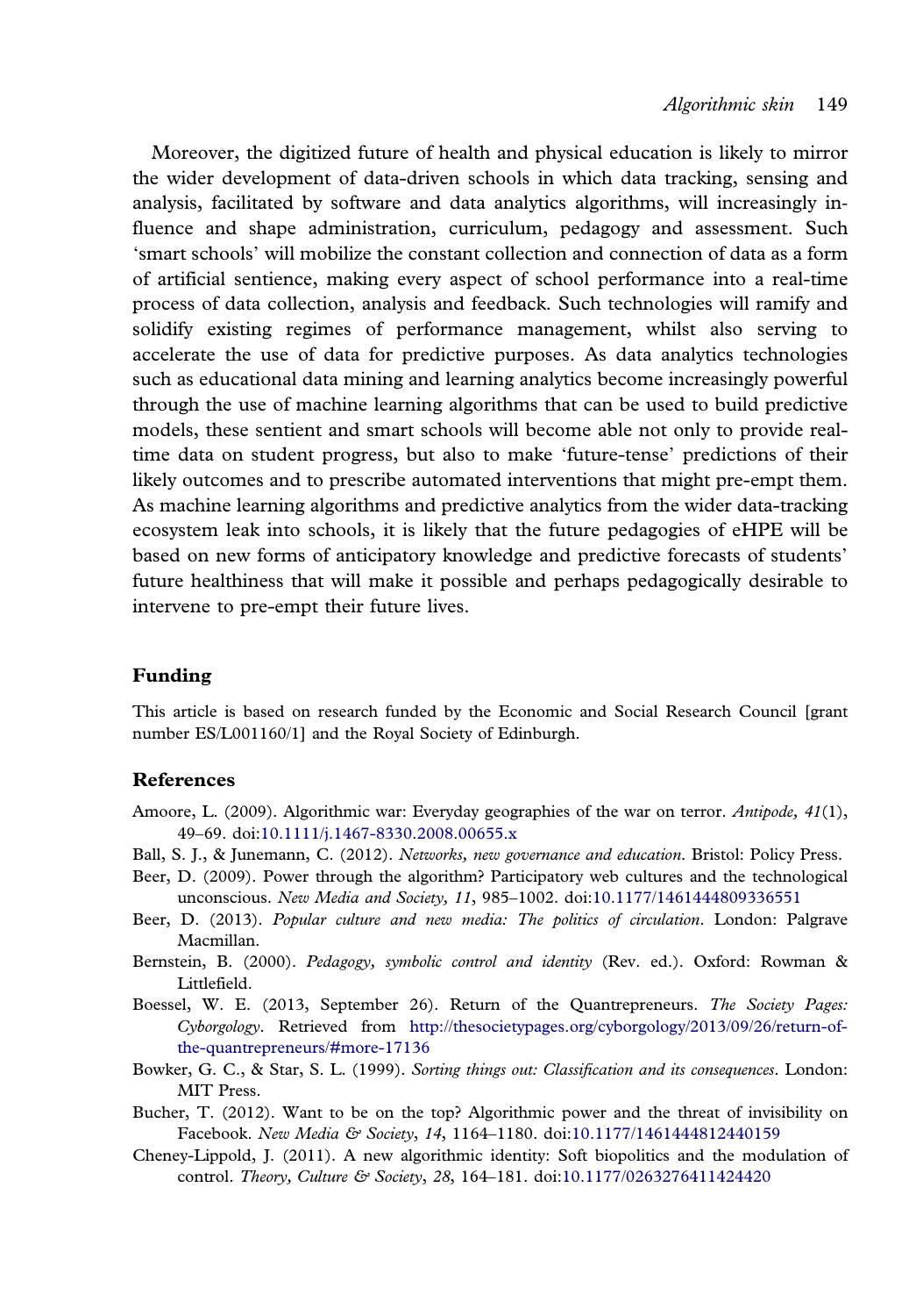Moreover, the digitized future of health and physical education is likely to mirror the wider development of data-driven schools in which data tracking, sensing and analysis, facilitated by software and data analytics algorithms, will increasingly influence and shape administration, curriculum, pedagogy and assessment. Such 'smart schools' will mobilize the constant collection and connection of data as a form of artificial sentience, making every aspect of school performance into a real-time process of data collection, analysis and feedback. Such technologies will ramify and solidify existing regimes of performance management, whilst also serving to accelerate the use of data for predictive purposes. As data analytics technologies such as educational data mining and learning analytics become increasingly powerful through the use of machine learning algorithms that can be used to build predictive models, these sentient and smart schools will become able not only to provide real-time data on student progress, but also to make 'future-tense' predictions of their likely outcomes and to prescribe automated interventions that might pre-empt them. As machine learning algorithms and predictive analytics from the wider data-tracking ecosystem leak into schools, it is likely that the future pedagogies of eHPE will be based on new forms of anticipatory knowledge and predictive forecasts of students' future healthiness that will make it possible and perhaps pedagogically desirable to intervene to pre-empt their future lives.

## Funding

This article is based on research funded by the Economic and Social Research Council [grant number ES/L001160/1] and the Royal Society of Edinburgh.

## References

Amoore, L. (2009). Algorithmic war: Everyday geographies of the war on terror. *Antipode, 41*(1), 49–69. doi:10.1111/j.1467-8330.2008.00655.x

Ball, S. J., & Junemann, C. (2012). *Networks, new governance and education*. Bristol: Policy Press.

Beer, D. (2009). Power through the algorithm? Participatory web cultures and the technological unconscious. *New Media and Society, 11*, 985–1002. doi:10.1177/1461444809336551

Beer, D. (2013). *Popular culture and new media: The politics of circulation*. London: Palgrave Macmillan.

Bernstein, B. (2000). *Pedagogy, symbolic control and identity* (Rev. ed.). Oxford: Rowman & Littlefield.

Boessel, W. E. (2013, September 26). Return of the Quantrepreneurs. *The Society Pages: Cyborgology*. Retrieved from http://thesocietypages.org/cyborgology/2013/09/26/return-of-the-quantrepreneurs/#more-17136

Bowker, G. C., & Star, S. L. (1999). *Sorting things out: Classification and its consequences*. London: MIT Press.

Bucher, T. (2012). Want to be on the top? Algorithmic power and the threat of invisibility on Facebook. *New Media & Society*, *14*, 1164–1180. doi:10.1177/1461444812440159

Cheney-Lippold, J. (2011). A new algorithmic identity: Soft biopolitics and the modulation of control. *Theory, Culture & Society*, *28*, 164–181. doi:10.1177/0263276411424420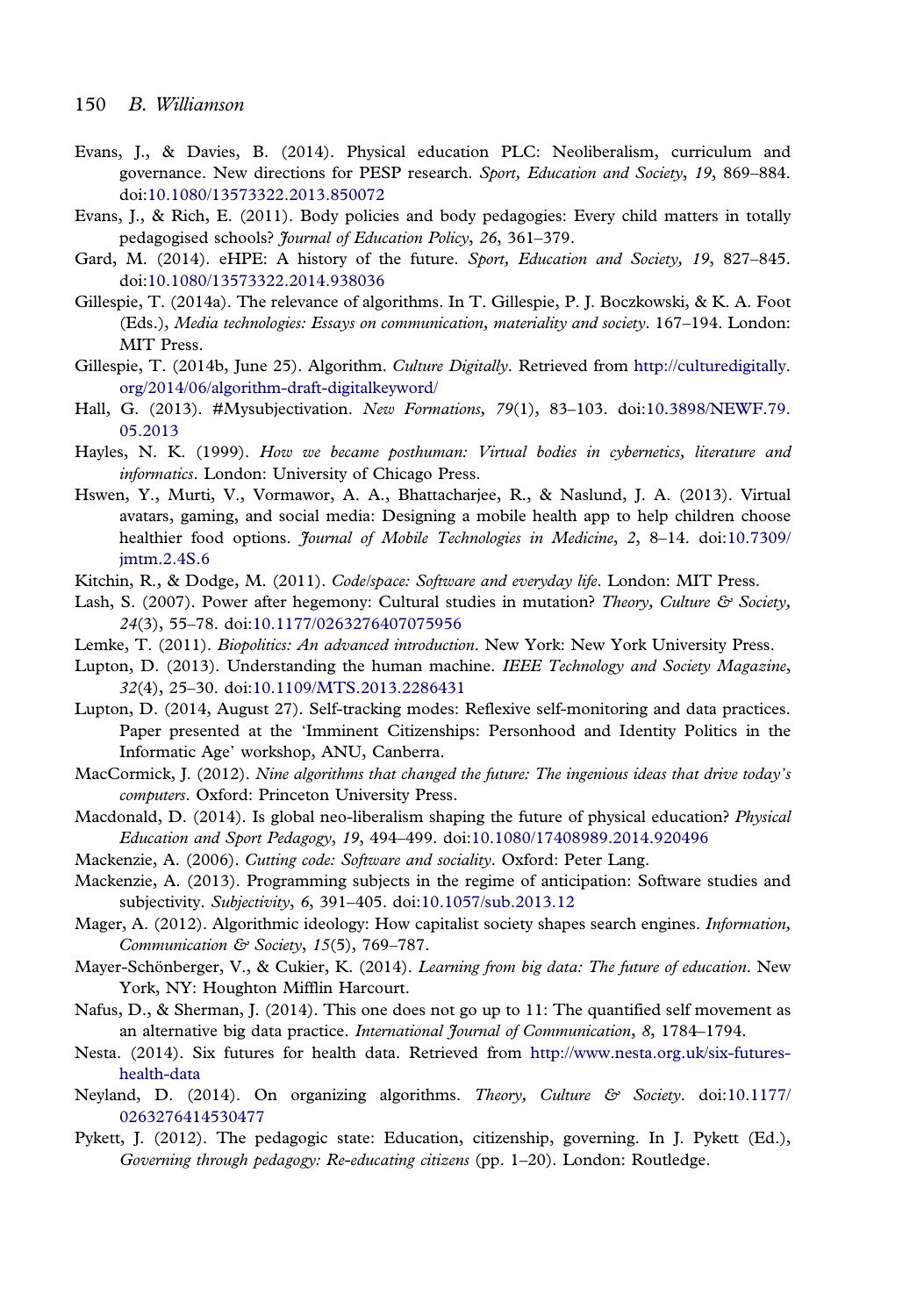Evans, J., & Davies, B. (2014). Physical education PLC: Neoliberalism, curriculum and governance. New directions for PESP research. *Sport, Education and Society*, *19*, 869–884. doi:10.1080/13573322.2013.850072

Evans, J., & Rich, E. (2011). Body policies and body pedagogies: Every child matters in totally pedagogised schools? *Journal of Education Policy*, *26*, 361–379.

Gard, M. (2014). eHPE: A history of the future. *Sport, Education and Society, 19*, 827–845. doi:10.1080/13573322.2014.938036

Gillespie, T. (2014a). The relevance of algorithms. In T. Gillespie, P. J. Boczkowski, & K. A. Foot (Eds.), *Media technologies: Essays on communication, materiality and society*. 167–194. London: MIT Press.

Gillespie, T. (2014b, June 25). Algorithm. *Culture Digitally*. Retrieved from http://culturedigitally.org/2014/06/algorithm-draft-digitalkeyword/

Hall, G. (2013). #Mysubjectivation. *New Formations, 79*(1), 83–103. doi:10.3898/NEWF.79.05.2013

Hayles, N. K. (1999). *How we became posthuman: Virtual bodies in cybernetics, literature and informatics*. London: University of Chicago Press.

Hswen, Y., Murti, V., Vormawor, A. A., Bhattacharjee, R., & Naslund, J. A. (2013). Virtual avatars, gaming, and social media: Designing a mobile health app to help children choose healthier food options. *Journal of Mobile Technologies in Medicine*, *2*, 8–14. doi:10.7309/jmtm.2.4S.6

Kitchin, R., & Dodge, M. (2011). *Code/space: Software and everyday life*. London: MIT Press.

Lash, S. (2007). Power after hegemony: Cultural studies in mutation? *Theory, Culture & Society, 24*(3), 55–78. doi:10.1177/0263276407075956

Lemke, T. (2011). *Biopolitics: An advanced introduction*. New York: New York University Press.

Lupton, D. (2013). Understanding the human machine. *IEEE Technology and Society Magazine*, *32*(4), 25–30. doi:10.1109/MTS.2013.2286431

Lupton, D. (2014, August 27). Self-tracking modes: Reflexive self-monitoring and data practices. Paper presented at the 'Imminent Citizenships: Personhood and Identity Politics in the Informatic Age' workshop, ANU, Canberra.

MacCormick, J. (2012). *Nine algorithms that changed the future: The ingenious ideas that drive today's computers*. Oxford: Princeton University Press.

Macdonald, D. (2014). Is global neo-liberalism shaping the future of physical education? *Physical Education and Sport Pedagogy*, *19*, 494–499. doi:10.1080/17408989.2014.920496

Mackenzie, A. (2006). *Cutting code: Software and sociality*. Oxford: Peter Lang.

Mackenzie, A. (2013). Programming subjects in the regime of anticipation: Software studies and subjectivity. *Subjectivity*, *6*, 391–405. doi:10.1057/sub.2013.12

Mager, A. (2012). Algorithmic ideology: How capitalist society shapes search engines. *Information, Communication & Society*, *15*(5), 769–787.

Mayer-Schönberger, V., & Cukier, K. (2014). *Learning from big data: The future of education*. New York, NY: Houghton Mifflin Harcourt.

Nafus, D., & Sherman, J. (2014). This one does not go up to 11: The quantified self movement as an alternative big data practice. *International Journal of Communication*, *8*, 1784–1794.

Nesta. (2014). Six futures for health data. Retrieved from http://www.nesta.org.uk/six-futures-health-data

Neyland, D. (2014). On organizing algorithms. *Theory, Culture & Society*. doi:10.1177/0263276414530477

Pykett, J. (2012). The pedagogic state: Education, citizenship, governing. In J. Pykett (Ed.), *Governing through pedagogy: Re-educating citizens* (pp. 1–20). London: Routledge.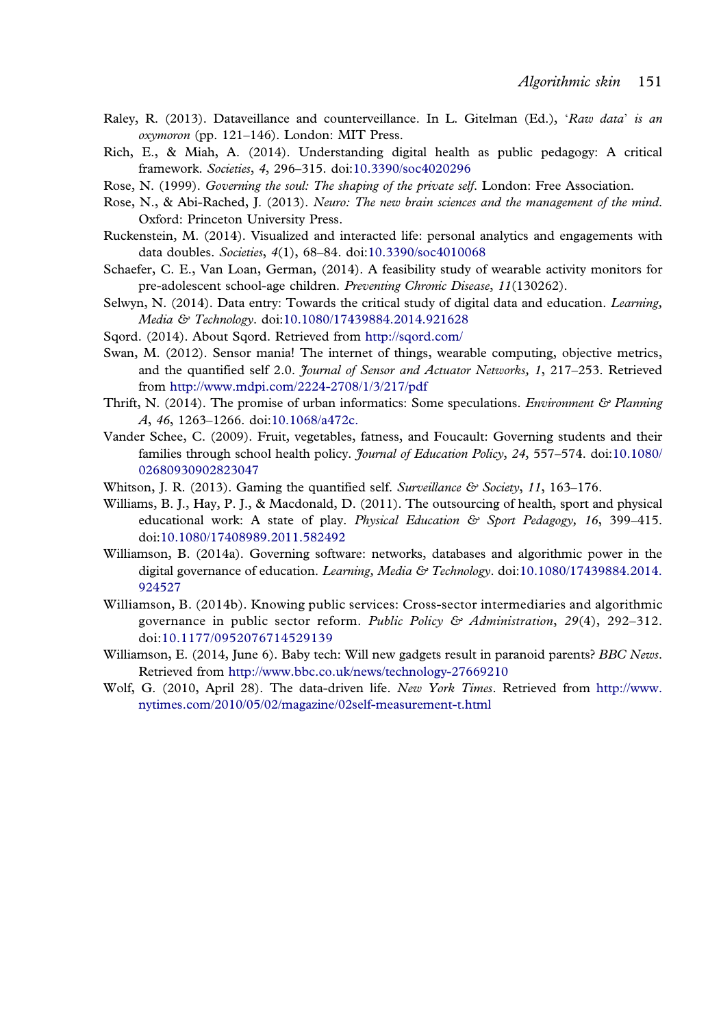Raley, R. (2013). Dataveillance and counterveillance. In L. Gitelman (Ed.), '*Raw data*' *is an oxymoron* (pp. 121–146). London: MIT Press.

Rich, E., & Miah, A. (2014). Understanding digital health as public pedagogy: A critical framework. *Societies*, *4*, 296–315. doi:10.3390/soc4020296

Rose, N. (1999). *Governing the soul: The shaping of the private self*. London: Free Association.

Rose, N., & Abi-Rached, J. (2013). *Neuro: The new brain sciences and the management of the mind*. Oxford: Princeton University Press.

Ruckenstein, M. (2014). Visualized and interacted life: personal analytics and engagements with data doubles. *Societies*, *4*(1), 68–84. doi:10.3390/soc4010068

Schaefer, C. E., Van Loan, German, (2014). A feasibility study of wearable activity monitors for pre-adolescent school-age children. *Preventing Chronic Disease*, *11*(130262).

Selwyn, N. (2014). Data entry: Towards the critical study of digital data and education. *Learning, Media & Technology*. doi:10.1080/17439884.2014.921628

Sqord. (2014). About Sqord. Retrieved from http://sqord.com/

Swan, M. (2012). Sensor mania! The internet of things, wearable computing, objective metrics, and the quantified self 2.0. *Journal of Sensor and Actuator Networks*, *1*, 217–253. Retrieved from http://www.mdpi.com/2224-2708/1/3/217/pdf

Thrift, N. (2014). The promise of urban informatics: Some speculations. *Environment & Planning A*, *46*, 1263–1266. doi:10.1068/a472c.

Vander Schee, C. (2009). Fruit, vegetables, fatness, and Foucault: Governing students and their families through school health policy. *Journal of Education Policy*, *24*, 557–574. doi:10.1080/02680930902823047

Whitson, J. R. (2013). Gaming the quantified self. *Surveillance & Society*, *11*, 163–176.

Williams, B. J., Hay, P. J., & Macdonald, D. (2011). The outsourcing of health, sport and physical educational work: A state of play. *Physical Education & Sport Pedagogy*, *16*, 399–415. doi:10.1080/17408989.2011.582492

Williamson, B. (2014a). Governing software: networks, databases and algorithmic power in the digital governance of education. *Learning, Media & Technology*. doi:10.1080/17439884.2014.924527

Williamson, B. (2014b). Knowing public services: Cross-sector intermediaries and algorithmic governance in public sector reform. *Public Policy & Administration*, *29*(4), 292–312. doi:10.1177/0952076714529139

Williamson, E. (2014, June 6). Baby tech: Will new gadgets result in paranoid parents? *BBC News*. Retrieved from http://www.bbc.co.uk/news/technology-27669210

Wolf, G. (2010, April 28). The data-driven life. *New York Times*. Retrieved from http://www.nytimes.com/2010/05/02/magazine/02self-measurement-t.html